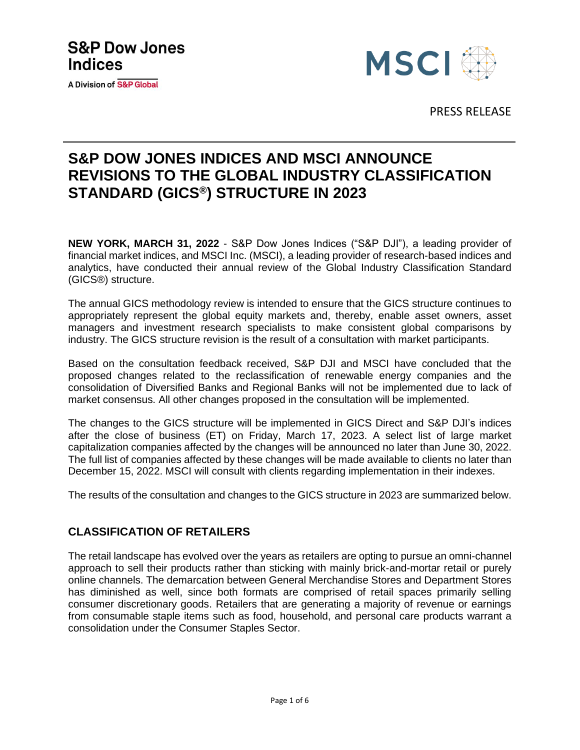S&P Dow Jones Indices

A Division of S&P Global

MSCI

PRESS RELEASE

# S&P DOW JONES INDICES AND MSCI ANNOUNCE REVISIONS TO THE GLOBAL INDUSTRY CLASSIFICATION STANDARD (GICS®) STRUCTURE IN 2023

**NEW YORK, MARCH 31, 2022** - S&P Dow Jones Indices ("S&P DJI"), a leading provider of financial market indices, and MSCI Inc. (MSCI), a leading provider of research-based indices and analytics, have conducted their annual review of the Global Industry Classification Standard (GICS®) structure.

The annual GICS methodology review is intended to ensure that the GICS structure continues to appropriately represent the global equity markets and, thereby, enable asset owners, asset managers and investment research specialists to make consistent global comparisons by industry. The GICS structure revision is the result of a consultation with market participants.

Based on the consultation feedback received, S&P DJI and MSCI have concluded that the proposed changes related to the reclassification of renewable energy companies and the consolidation of Diversified Banks and Regional Banks will not be implemented due to lack of market consensus. All other changes proposed in the consultation will be implemented.

The changes to the GICS structure will be implemented in GICS Direct and S&P DJI's indices after the close of business (ET) on Friday, March 17, 2023. A select list of large market capitalization companies affected by the changes will be announced no later than June 30, 2022. The full list of companies affected by these changes will be made available to clients no later than December 15, 2022. MSCI will consult with clients regarding implementation in their indexes.

The results of the consultation and changes to the GICS structure in 2023 are summarized below.

## CLASSIFICATION OF RETAILERS

The retail landscape has evolved over the years as retailers are opting to pursue an omni-channel approach to sell their products rather than sticking with mainly brick-and-mortar retail or purely online channels. The demarcation between General Merchandise Stores and Department Stores has diminished as well, since both formats are comprised of retail spaces primarily selling consumer discretionary goods. Retailers that are generating a majority of revenue or earnings from consumable staple items such as food, household, and personal care products warrant a consolidation under the Consumer Staples Sector.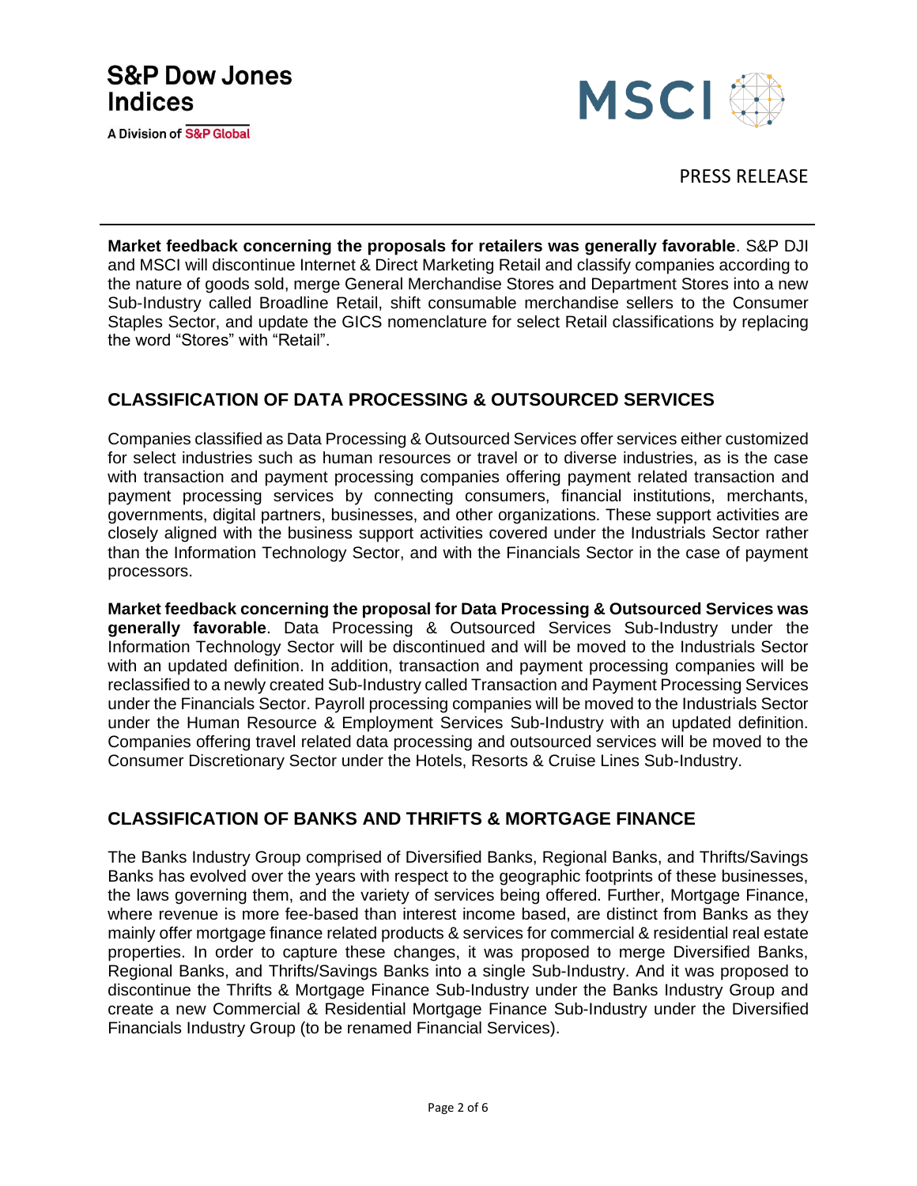**Market feedback concerning the proposals for retailers was generally favorable**. S&P DJI and MSCI will discontinue Internet & Direct Marketing Retail and classify companies according to the nature of goods sold, merge General Merchandise Stores and Department Stores into a new Sub-Industry called Broadline Retail, shift consumable merchandise sellers to the Consumer Staples Sector, and update the GICS nomenclature for select Retail classifications by replacing the word "Stores" with "Retail".

## CLASSIFICATION OF DATA PROCESSING & OUTSOURCED SERVICES

Companies classified as Data Processing & Outsourced Services offer services either customized for select industries such as human resources or travel or to diverse industries, as is the case with transaction and payment processing companies offering payment related transaction and payment processing services by connecting consumers, financial institutions, merchants, governments, digital partners, businesses, and other organizations. These support activities are closely aligned with the business support activities covered under the Industrials Sector rather than the Information Technology Sector, and with the Financials Sector in the case of payment processors.

**Market feedback concerning the proposal for Data Processing & Outsourced Services was generally favorable**. Data Processing & Outsourced Services Sub-Industry under the Information Technology Sector will be discontinued and will be moved to the Industrials Sector with an updated definition. In addition, transaction and payment processing companies will be reclassified to a newly created Sub-Industry called Transaction and Payment Processing Services under the Financials Sector. Payroll processing companies will be moved to the Industrials Sector under the Human Resource & Employment Services Sub-Industry with an updated definition. Companies offering travel related data processing and outsourced services will be moved to the Consumer Discretionary Sector under the Hotels, Resorts & Cruise Lines Sub-Industry.

## CLASSIFICATION OF BANKS AND THRIFTS & MORTGAGE FINANCE

The Banks Industry Group comprised of Diversified Banks, Regional Banks, and Thrifts/Savings Banks has evolved over the years with respect to the geographic footprints of these businesses, the laws governing them, and the variety of services being offered. Further, Mortgage Finance, where revenue is more fee-based than interest income based, are distinct from Banks as they mainly offer mortgage finance related products & services for commercial & residential real estate properties. In order to capture these changes, it was proposed to merge Diversified Banks, Regional Banks, and Thrifts/Savings Banks into a single Sub-Industry. And it was proposed to discontinue the Thrifts & Mortgage Finance Sub-Industry under the Banks Industry Group and create a new Commercial & Residential Mortgage Finance Sub-Industry under the Diversified Financials Industry Group (to be renamed Financial Services).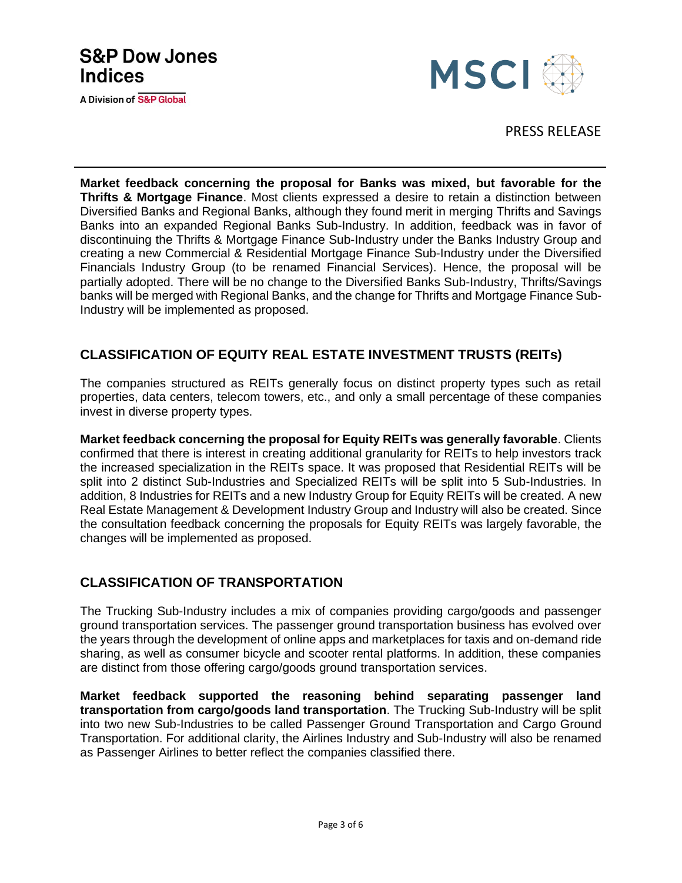**Market feedback concerning the proposal for Banks was mixed, but favorable for the Thrifts & Mortgage Finance**. Most clients expressed a desire to retain a distinction between Diversified Banks and Regional Banks, although they found merit in merging Thrifts and Savings Banks into an expanded Regional Banks Sub-Industry. In addition, feedback was in favor of discontinuing the Thrifts & Mortgage Finance Sub-Industry under the Banks Industry Group and creating a new Commercial & Residential Mortgage Finance Sub-Industry under the Diversified Financials Industry Group (to be renamed Financial Services). Hence, the proposal will be partially adopted. There will be no change to the Diversified Banks Sub-Industry, Thrifts/Savings banks will be merged with Regional Banks, and the change for Thrifts and Mortgage Finance Sub-Industry will be implemented as proposed.

## CLASSIFICATION OF EQUITY REAL ESTATE INVESTMENT TRUSTS (REITs)

The companies structured as REITs generally focus on distinct property types such as retail properties, data centers, telecom towers, etc., and only a small percentage of these companies invest in diverse property types.

**Market feedback concerning the proposal for Equity REITs was generally favorable**. Clients confirmed that there is interest in creating additional granularity for REITs to help investors track the increased specialization in the REITs space. It was proposed that Residential REITs will be split into 2 distinct Sub-Industries and Specialized REITs will be split into 5 Sub-Industries. In addition, 8 Industries for REITs and a new Industry Group for Equity REITs will be created. A new Real Estate Management & Development Industry Group and Industry will also be created. Since the consultation feedback concerning the proposals for Equity REITs was largely favorable, the changes will be implemented as proposed.

## CLASSIFICATION OF TRANSPORTATION

The Trucking Sub-Industry includes a mix of companies providing cargo/goods and passenger ground transportation services. The passenger ground transportation business has evolved over the years through the development of online apps and marketplaces for taxis and on-demand ride sharing, as well as consumer bicycle and scooter rental platforms. In addition, these companies are distinct from those offering cargo/goods ground transportation services.

**Market feedback supported the reasoning behind separating passenger land transportation from cargo/goods land transportation**. The Trucking Sub-Industry will be split into two new Sub-Industries to be called Passenger Ground Transportation and Cargo Ground Transportation. For additional clarity, the Airlines Industry and Sub-Industry will also be renamed as Passenger Airlines to better reflect the companies classified there.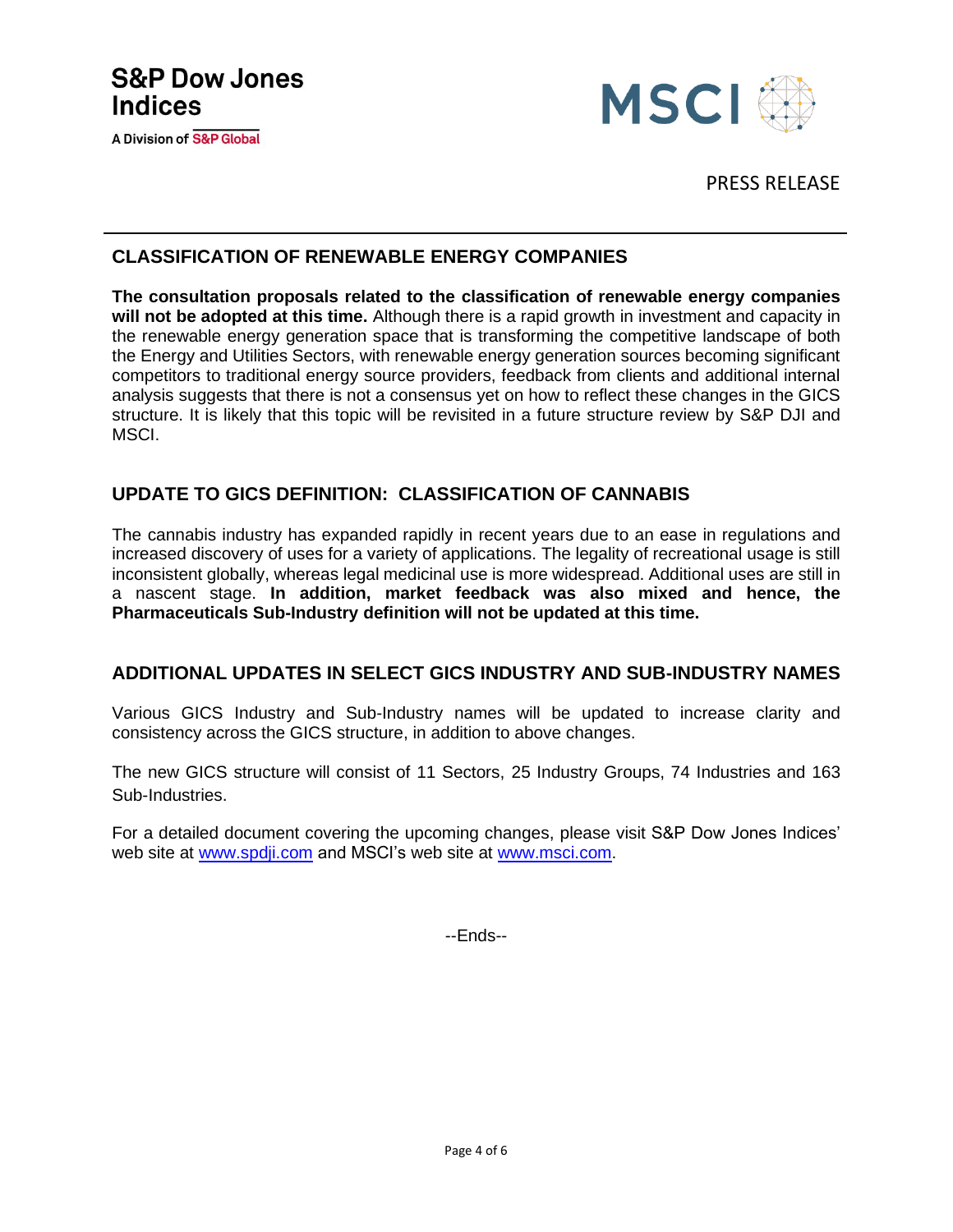## CLASSIFICATION OF RENEWABLE ENERGY COMPANIES

**The consultation proposals related to the classification of renewable energy companies will not be adopted at this time.** Although there is a rapid growth in investment and capacity in the renewable energy generation space that is transforming the competitive landscape of both the Energy and Utilities Sectors, with renewable energy generation sources becoming significant competitors to traditional energy source providers, feedback from clients and additional internal analysis suggests that there is not a consensus yet on how to reflect these changes in the GICS structure. It is likely that this topic will be revisited in a future structure review by S&P DJI and MSCI.

## UPDATE TO GICS DEFINITION: CLASSIFICATION OF CANNABIS

The cannabis industry has expanded rapidly in recent years due to an ease in regulations and increased discovery of uses for a variety of applications. The legality of recreational usage is still inconsistent globally, whereas legal medicinal use is more widespread. Additional uses are still in a nascent stage. **In addition, market feedback was also mixed and hence, the Pharmaceuticals Sub-Industry definition will not be updated at this time.**

## ADDITIONAL UPDATES IN SELECT GICS INDUSTRY AND SUB-INDUSTRY NAMES

Various GICS Industry and Sub-Industry names will be updated to increase clarity and consistency across the GICS structure, in addition to above changes.

The new GICS structure will consist of 11 Sectors, 25 Industry Groups, 74 Industries and 163 Sub-Industries.

For a detailed document covering the upcoming changes, please visit S&P Dow Jones Indices' web site at [www.spdji.com](http://www.spdji.com) and MSCI's web site at [www.msci.com](http://www.msci.com).

--Ends--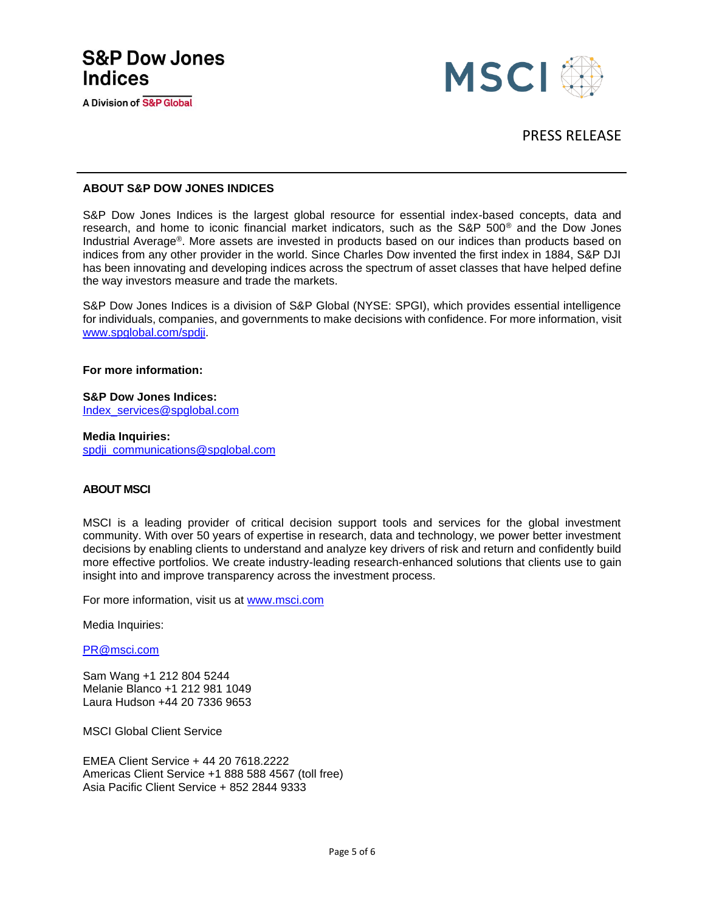## ABOUT S&P DOW JONES INDICES

S&P Dow Jones Indices is the largest global resource for essential index-based concepts, data and research, and home to iconic financial market indicators, such as the S&P 500® and the Dow Jones Industrial Average®. More assets are invested in products based on our indices than products based on indices from any other provider in the world. Since Charles Dow invented the first index in 1884, S&P DJI has been innovating and developing indices across the spectrum of asset classes that have helped define the way investors measure and trade the markets.

S&P Dow Jones Indices is a division of S&P Global (NYSE: SPGI), which provides essential intelligence for individuals, companies, and governments to make decisions with confidence. For more information, visit www.spglobal.com/spdji.

**For more information:**

**S&P Dow Jones Indices:**
Index_services@spglobal.com

**Media Inquiries:**
spdji_communications@spglobal.com

## ABOUT MSCI

MSCI is a leading provider of critical decision support tools and services for the global investment community. With over 50 years of expertise in research, data and technology, we power better investment decisions by enabling clients to understand and analyze key drivers of risk and return and confidently build more effective portfolios. We create industry-leading research-enhanced solutions that clients use to gain insight into and improve transparency across the investment process.

For more information, visit us at www.msci.com

Media Inquiries:

PR@msci.com

Sam Wang +1 212 804 5244
Melanie Blanco +1 212 981 1049
Laura Hudson +44 20 7336 9653

MSCI Global Client Service

EMEA Client Service + 44 20 7618.2222
Americas Client Service +1 888 588 4567 (toll free)
Asia Pacific Client Service + 852 2844 9333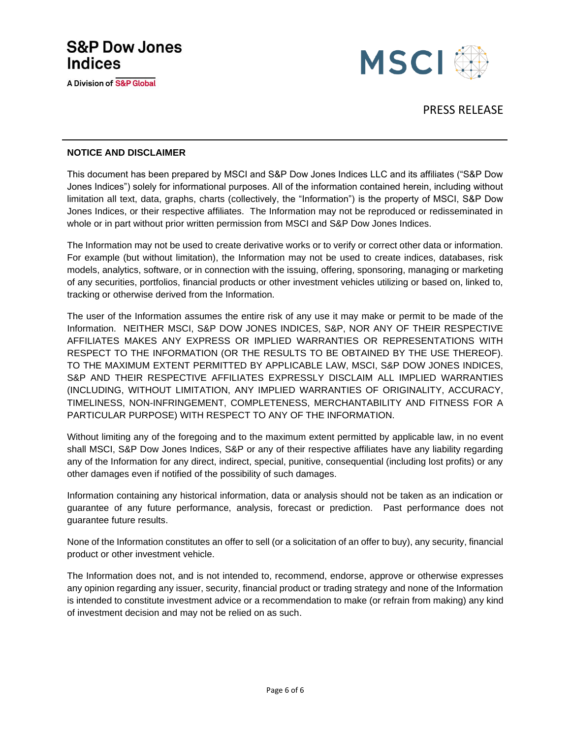**NOTICE AND DISCLAIMER**

This document has been prepared by MSCI and S&P Dow Jones Indices LLC and its affiliates ("S&P Dow Jones Indices") solely for informational purposes. All of the information contained herein, including without limitation all text, data, graphs, charts (collectively, the "Information") is the property of MSCI, S&P Dow Jones Indices, or their respective affiliates. The Information may not be reproduced or redisseminated in whole or in part without prior written permission from MSCI and S&P Dow Jones Indices.

The Information may not be used to create derivative works or to verify or correct other data or information. For example (but without limitation), the Information may not be used to create indices, databases, risk models, analytics, software, or in connection with the issuing, offering, sponsoring, managing or marketing of any securities, portfolios, financial products or other investment vehicles utilizing or based on, linked to, tracking or otherwise derived from the Information.

The user of the Information assumes the entire risk of any use it may make or permit to be made of the Information. NEITHER MSCI, S&P DOW JONES INDICES, S&P, NOR ANY OF THEIR RESPECTIVE AFFILIATES MAKES ANY EXPRESS OR IMPLIED WARRANTIES OR REPRESENTATIONS WITH RESPECT TO THE INFORMATION (OR THE RESULTS TO BE OBTAINED BY THE USE THEREOF). TO THE MAXIMUM EXTENT PERMITTED BY APPLICABLE LAW, MSCI, S&P DOW JONES INDICES, S&P AND THEIR RESPECTIVE AFFILIATES EXPRESSLY DISCLAIM ALL IMPLIED WARRANTIES (INCLUDING, WITHOUT LIMITATION, ANY IMPLIED WARRANTIES OF ORIGINALITY, ACCURACY, TIMELINESS, NON-INFRINGEMENT, COMPLETENESS, MERCHANTABILITY AND FITNESS FOR A PARTICULAR PURPOSE) WITH RESPECT TO ANY OF THE INFORMATION.

Without limiting any of the foregoing and to the maximum extent permitted by applicable law, in no event shall MSCI, S&P Dow Jones Indices, S&P or any of their respective affiliates have any liability regarding any of the Information for any direct, indirect, special, punitive, consequential (including lost profits) or any other damages even if notified of the possibility of such damages.

Information containing any historical information, data or analysis should not be taken as an indication or guarantee of any future performance, analysis, forecast or prediction. Past performance does not guarantee future results.

None of the Information constitutes an offer to sell (or a solicitation of an offer to buy), any security, financial product or other investment vehicle.

The Information does not, and is not intended to, recommend, endorse, approve or otherwise expresses any opinion regarding any issuer, security, financial product or trading strategy and none of the Information is intended to constitute investment advice or a recommendation to make (or refrain from making) any kind of investment decision and may not be relied on as such.